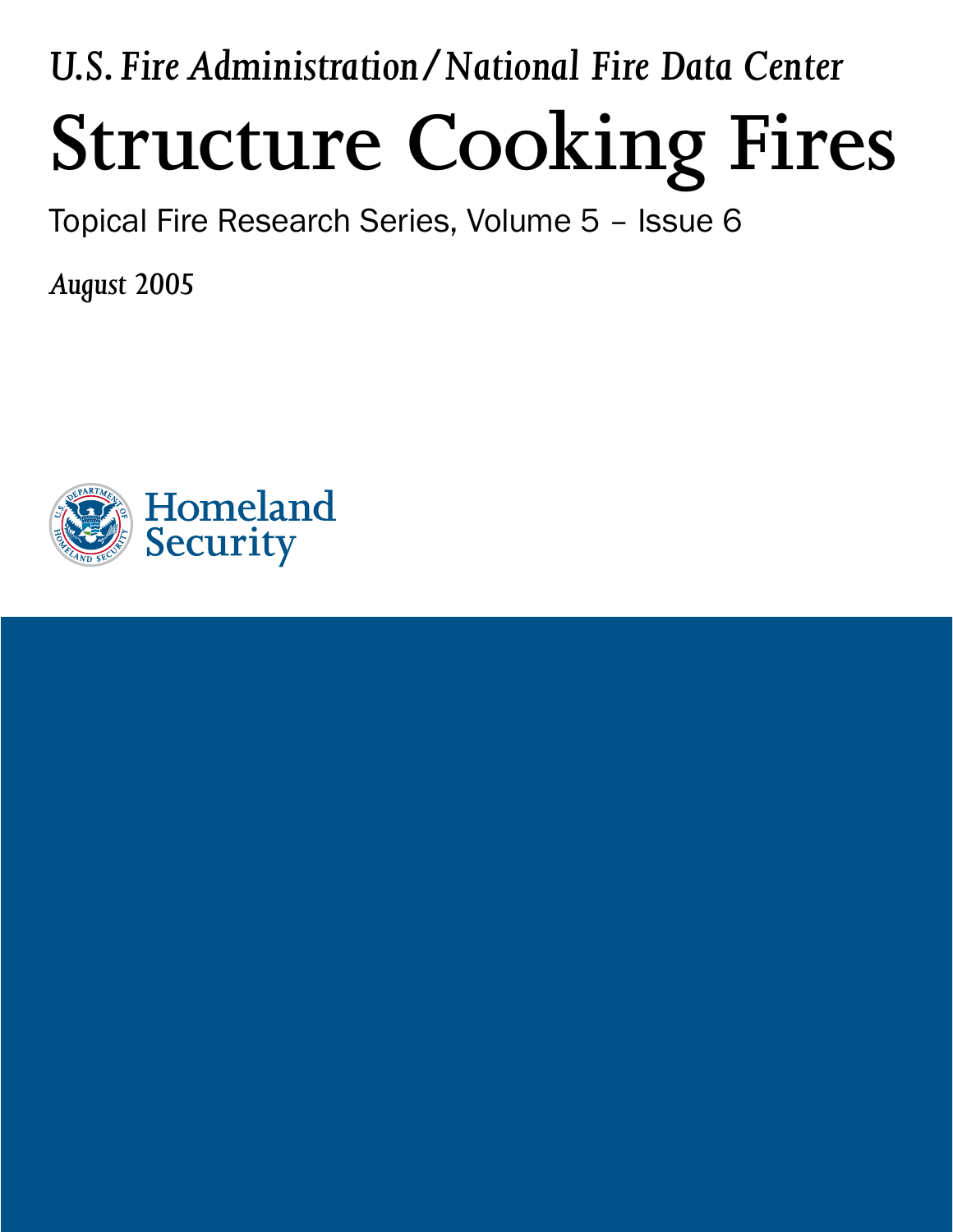*U.S. Fire Administration/National Fire Data Center*

# Structure Cooking Fires

Topical Fire Research Series, Volume 5 – Issue 6

*August 2005*

Homeland Security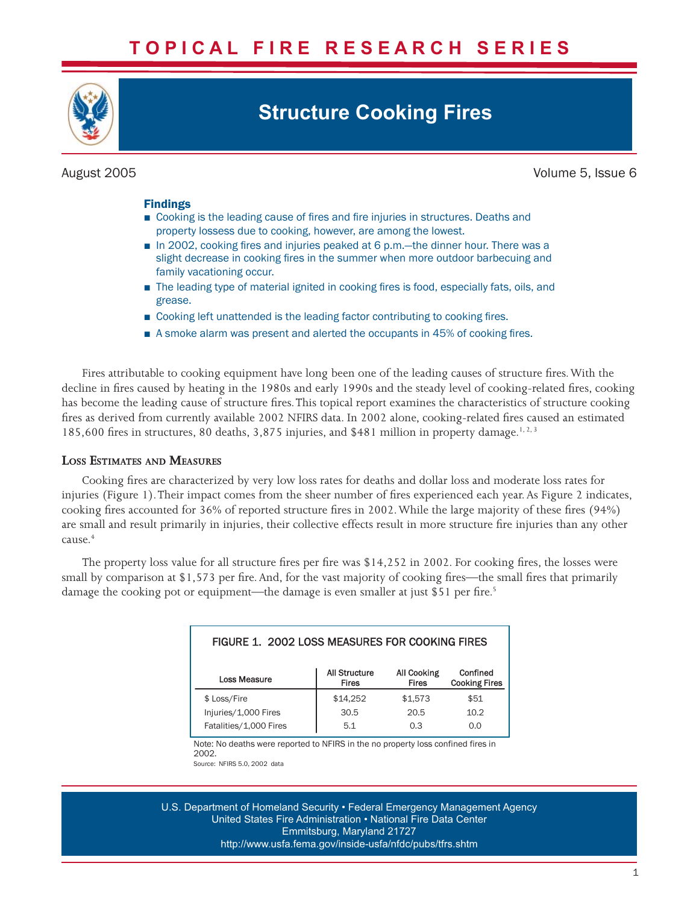# TOPICAL FIRE RESEARCH SERIES

## Structure Cooking Fires

August 2005 | Volume 5, Issue 6

### Findings

- Cooking is the leading cause of fires and fire injuries in structures. Deaths and property lossess due to cooking, however, are among the lowest.
- In 2002, cooking fires and injuries peaked at 6 p.m.—the dinner hour. There was a slight decrease in cooking fires in the summer when more outdoor barbecuing and family vacationing occur.
- The leading type of material ignited in cooking fires is food, especially fats, oils, and grease.
- Cooking left unattended is the leading factor contributing to cooking fires.
- A smoke alarm was present and alerted the occupants in 45% of cooking fires.

Fires attributable to cooking equipment have long been one of the leading causes of structure fires. With the decline in fires caused by heating in the 1980s and early 1990s and the steady level of cooking-related fires, cooking has become the leading cause of structure fires. This topical report examines the characteristics of structure cooking fires as derived from currently available 2002 NFIRS data. In 2002 alone, cooking-related fires caused an estimated 185,600 fires in structures, 80 deaths, 3,875 injuries, and $481 million in property damage.[1, 2, 3]

### Loss Estimates and Measures

Cooking fires are characterized by very low loss rates for deaths and dollar loss and moderate loss rates for injuries (Figure 1). Their impact comes from the sheer number of fires experienced each year. As Figure 2 indicates, cooking fires accounted for 36% of reported structure fires in 2002. While the large majority of these fires (94%) are small and result primarily in injuries, their collective effects result in more structure fire injuries than any other cause.[4]

The property loss value for all structure fires per fire was $14,252 in 2002. For cooking fires, the losses were small by comparison at $1,573 per fire. And, for the vast majority of cooking fires—the small fires that primarily damage the cooking pot or equipment—the damage is even smaller at just $51 per fire.[5]

**FIGURE 1. 2002 LOSS MEASURES FOR COOKING FIRES**

| Loss Measure | All Structure Fires | All Cooking Fires | Confined Cooking Fires |
|---|---|---|---|
| $ Loss/Fire | $14,252 | $1,573 | $51 |
| Injuries/1,000 Fires | 30.5 | 20.5 | 10.2 |
| Fatalities/1,000 Fires | 5.1 | 0.3 | 0.0 |

Note: No deaths were reported to NFIRS in the no property loss confined fires in 2002.

Source: NFIRS 5.0, 2002 data

U.S. Department of Homeland Security • Federal Emergency Management Agency
United States Fire Administration • National Fire Data Center
Emmitsburg, Maryland 21727
http://www.usfa.fema.gov/inside-usfa/nfdc/pubs/tfrs.shtm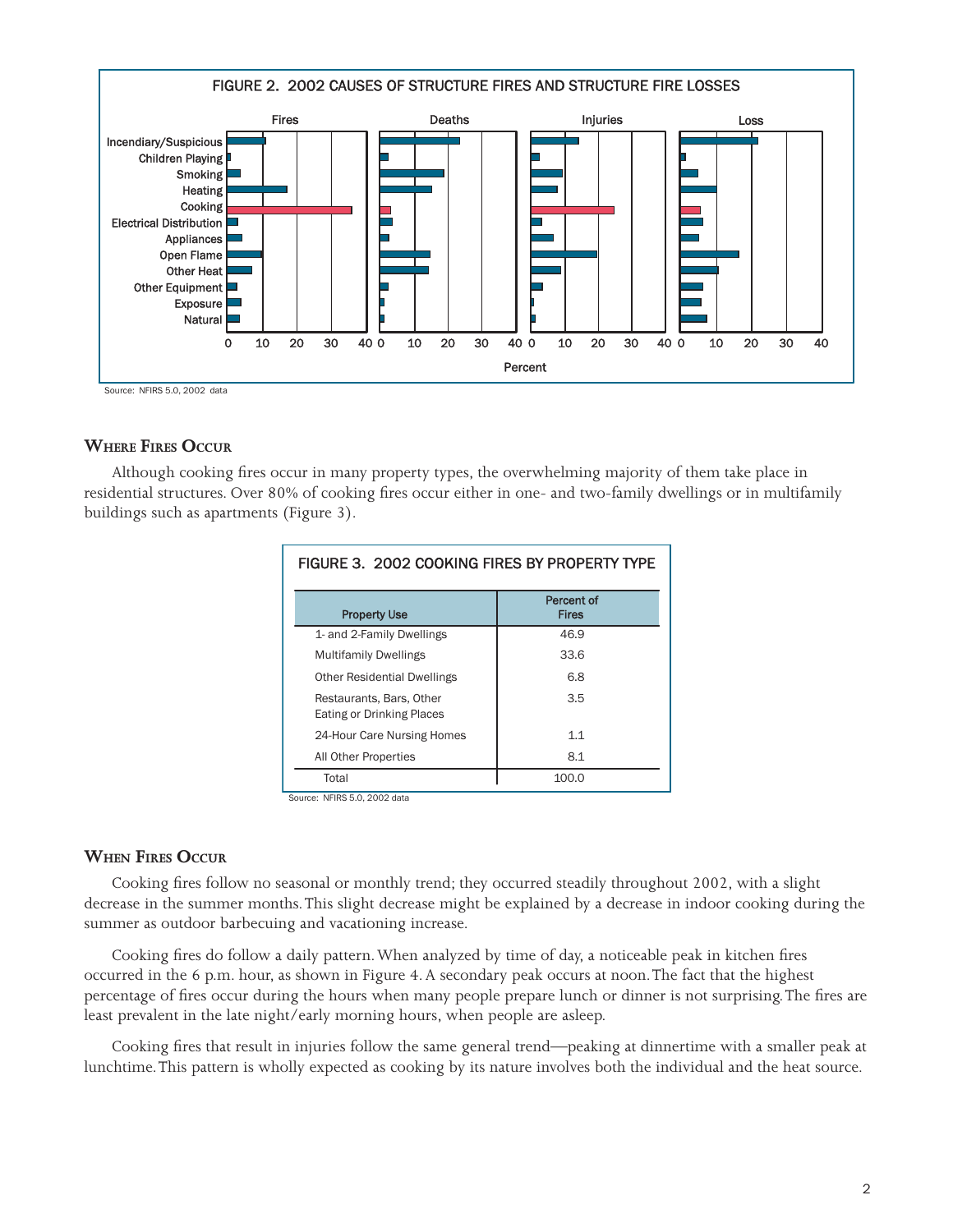FIGURE 2. 2002 CAUSES OF STRUCTURE FIRES AND STRUCTURE FIRE LOSSES

Fires

Deaths

Injuries

Loss

Incendiary/Suspicious
Children Playing
Smoking
Heating
Cooking
Electrical Distribution
Appliances
Open Flame
Other Heat
Other Equipment
Exposure
Natural

0 10 20 30 40 0 10 20 30 40 0 10 20 30 40 0 10 20 30 40

Percent

Source: NFIRS 5.0, 2002 data

## Where Fires Occur

Although cooking fires occur in many property types, the overwhelming majority of them take place in residential structures. Over 80% of cooking fires occur either in one- and two-family dwellings or in multifamily buildings such as apartments (Figure 3).

FIGURE 3. 2002 COOKING FIRES BY PROPERTY TYPE

| Property Use | Percent of Fires |
|---|---|
| 1- and 2-Family Dwellings | 46.9 |
| Multifamily Dwellings | 33.6 |
| Other Residential Dwellings | 6.8 |
| Restaurants, Bars, Other Eating or Drinking Places | 3.5 |
| 24-Hour Care Nursing Homes | 1.1 |
| All Other Properties | 8.1 |
| Total | 100.0 |

Source: NFIRS 5.0, 2002 data

## When Fires Occur

Cooking fires follow no seasonal or monthly trend; they occurred steadily throughout 2002, with a slight decrease in the summer months. This slight decrease might be explained by a decrease in indoor cooking during the summer as outdoor barbecuing and vacationing increase.

Cooking fires do follow a daily pattern. When analyzed by time of day, a noticeable peak in kitchen fires occurred in the 6 p.m. hour, as shown in Figure 4. A secondary peak occurs at noon. The fact that the highest percentage of fires occur during the hours when many people prepare lunch or dinner is not surprising. The fires are least prevalent in the late night/early morning hours, when people are asleep.

Cooking fires that result in injuries follow the same general trend—peaking at dinnertime with a smaller peak at lunchtime. This pattern is wholly expected as cooking by its nature involves both the individual and the heat source.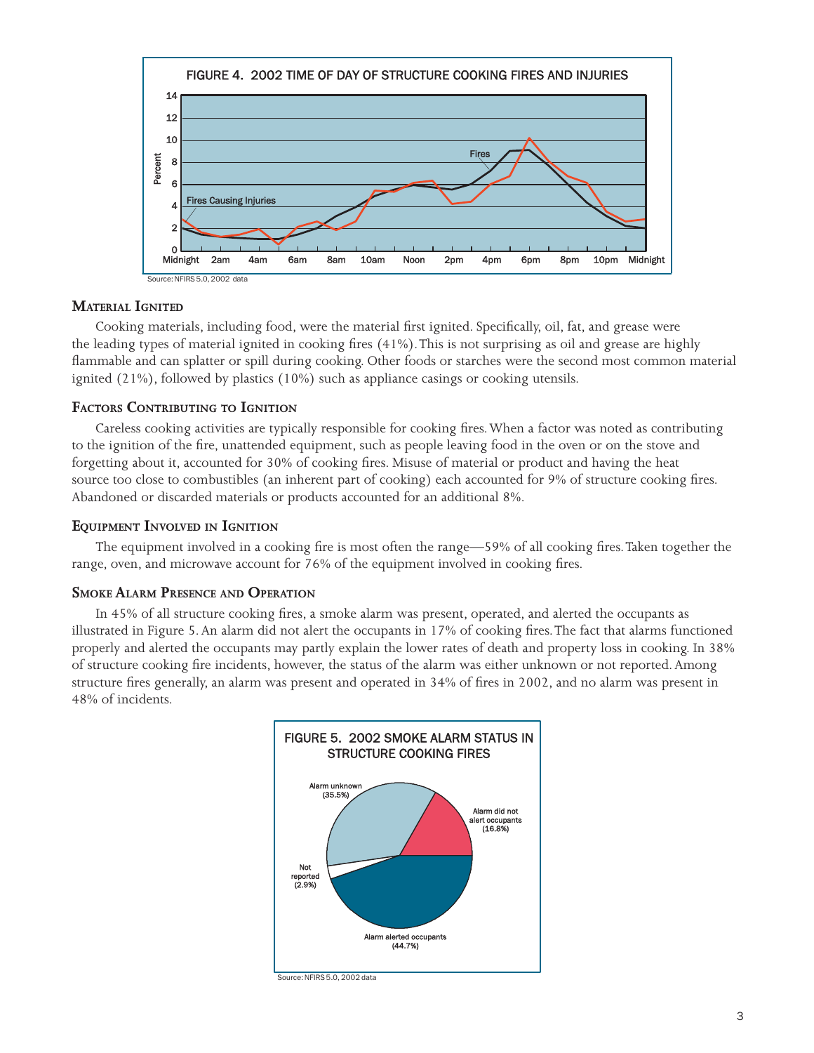FIGURE 4. 2002 TIME OF DAY OF STRUCTURE COOKING FIRES AND INJURIES

Percent

14
12
10
8
6
4
2
0

Fires

Fires Causing Injuries

Midnight 2am 4am 6am 8am 10am Noon 2pm 4pm 6pm 8pm 10pm Midnight

Source: NFIRS 5.0, 2002 data

## Material Ignited

Cooking materials, including food, were the material first ignited. Specifically, oil, fat, and grease were the leading types of material ignited in cooking fires (41%). This is not surprising as oil and grease are highly flammable and can splatter or spill during cooking. Other foods or starches were the second most common material ignited (21%), followed by plastics (10%) such as appliance casings or cooking utensils.

## Factors Contributing to Ignition

Careless cooking activities are typically responsible for cooking fires. When a factor was noted as contributing to the ignition of the fire, unattended equipment, such as people leaving food in the oven or on the stove and forgetting about it, accounted for 30% of cooking fires. Misuse of material or product and having the heat source too close to combustibles (an inherent part of cooking) each accounted for 9% of structure cooking fires. Abandoned or discarded materials or products accounted for an additional 8%.

## Equipment Involved in Ignition

The equipment involved in a cooking fire is most often the range—59% of all cooking fires. Taken together the range, oven, and microwave account for 76% of the equipment involved in cooking fires.

## Smoke Alarm Presence and Operation

In 45% of all structure cooking fires, a smoke alarm was present, operated, and alerted the occupants as illustrated in Figure 5. An alarm did not alert the occupants in 17% of cooking fires. The fact that alarms functioned properly and alerted the occupants may partly explain the lower rates of death and property loss in cooking. In 38% of structure cooking fire incidents, however, the status of the alarm was either unknown or not reported. Among structure fires generally, an alarm was present and operated in 34% of fires in 2002, and no alarm was present in 48% of incidents.

FIGURE 5. 2002 SMOKE ALARM STATUS IN STRUCTURE COOKING FIRES

Alarm unknown (35.5%)

Alarm did not alert occupants (16.8%)

Not reported (2.9%)

Alarm alerted occupants (44.7%)

Source: NFIRS 5.0, 2002 data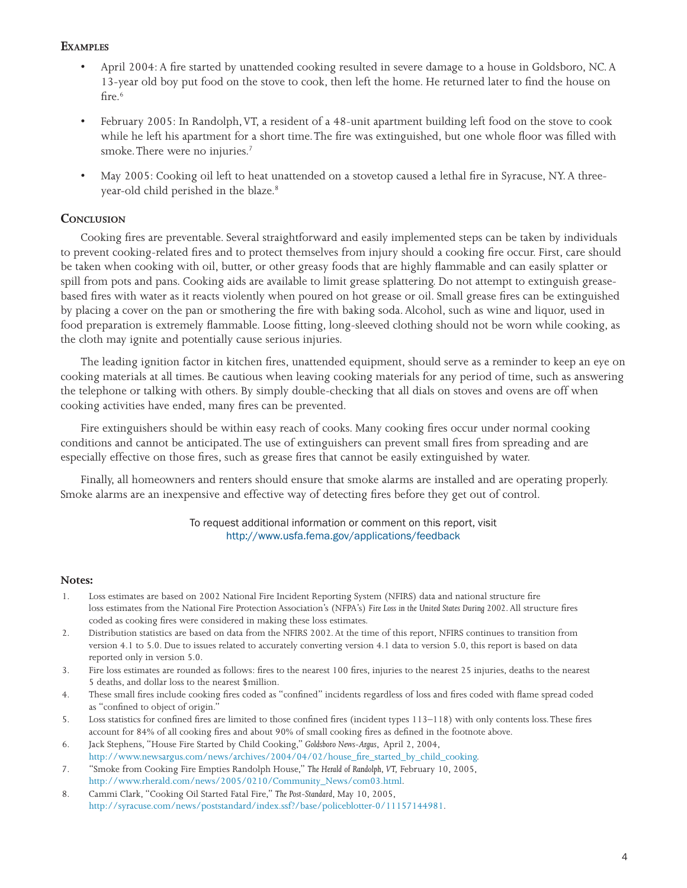## Examples

- April 2004: A fire started by unattended cooking resulted in severe damage to a house in Goldsboro, NC. A 13-year old boy put food on the stove to cook, then left the home. He returned later to find the house on fire.[6]

- February 2005: In Randolph, VT, a resident of a 48-unit apartment building left food on the stove to cook while he left his apartment for a short time. The fire was extinguished, but one whole floor was filled with smoke. There were no injuries.[7]

- May 2005: Cooking oil left to heat unattended on a stovetop caused a lethal fire in Syracuse, NY. A three-year-old child perished in the blaze.[8]

## Conclusion

Cooking fires are preventable. Several straightforward and easily implemented steps can be taken by individuals to prevent cooking-related fires and to protect themselves from injury should a cooking fire occur. First, care should be taken when cooking with oil, butter, or other greasy foods that are highly flammable and can easily splatter or spill from pots and pans. Cooking aids are available to limit grease splattering. Do not attempt to extinguish grease-based fires with water as it reacts violently when poured on hot grease or oil. Small grease fires can be extinguished by placing a cover on the pan or smothering the fire with baking soda. Alcohol, such as wine and liquor, used in food preparation is extremely flammable. Loose fitting, long-sleeved clothing should not be worn while cooking, as the cloth may ignite and potentially cause serious injuries.

The leading ignition factor in kitchen fires, unattended equipment, should serve as a reminder to keep an eye on cooking materials at all times. Be cautious when leaving cooking materials for any period of time, such as answering the telephone or talking with others. By simply double-checking that all dials on stoves and ovens are off when cooking activities have ended, many fires can be prevented.

Fire extinguishers should be within easy reach of cooks. Many cooking fires occur under normal cooking conditions and cannot be anticipated. The use of extinguishers can prevent small fires from spreading and are especially effective on those fires, such as grease fires that cannot be easily extinguished by water.

Finally, all homeowners and renters should ensure that smoke alarms are installed and are operating properly. Smoke alarms are an inexpensive and effective way of detecting fires before they get out of control.

To request additional information or comment on this report, visit
http://www.usfa.fema.gov/applications/feedback

**Notes:**

1. Loss estimates are based on 2002 National Fire Incident Reporting System (NFIRS) data and national structure fire loss estimates from the National Fire Protection Association's (NFPA's) *Fire Loss in the United States During* 2002. All structure fires coded as cooking fires were considered in making these loss estimates.
2. Distribution statistics are based on data from the NFIRS 2002. At the time of this report, NFIRS continues to transition from version 4.1 to 5.0. Due to issues related to accurately converting version 4.1 data to version 5.0, this report is based on data reported only in version 5.0.
3. Fire loss estimates are rounded as follows: fires to the nearest 100 fires, injuries to the nearest 25 injuries, deaths to the nearest 5 deaths, and dollar loss to the nearest $million.
4. These small fires include cooking fires coded as "confined" incidents regardless of loss and fires coded with flame spread coded as "confined to object of origin."
5. Loss statistics for confined fires are limited to those confined fires (incident types 113–118) with only contents loss. These fires account for 84% of all cooking fires and about 90% of small cooking fires as defined in the footnote above.
6. Jack Stephens, "House Fire Started by Child Cooking," *Goldsboro News-Argus*, April 2, 2004, http://www.newsargus.com/news/archives/2004/04/02/house_fire_started_by_child_cooking.
7. "Smoke from Cooking Fire Empties Randolph House," *The Herald of Randolph, VT*, February 10, 2005, http://www.rherald.com/news/2005/0210/Community_News/com03.html.
8. Cammi Clark, "Cooking Oil Started Fatal Fire," *The Post-Standard*, May 10, 2005, http://syracuse.com/news/poststandard/index.ssf?/base/policeblotter-0/11157144981.